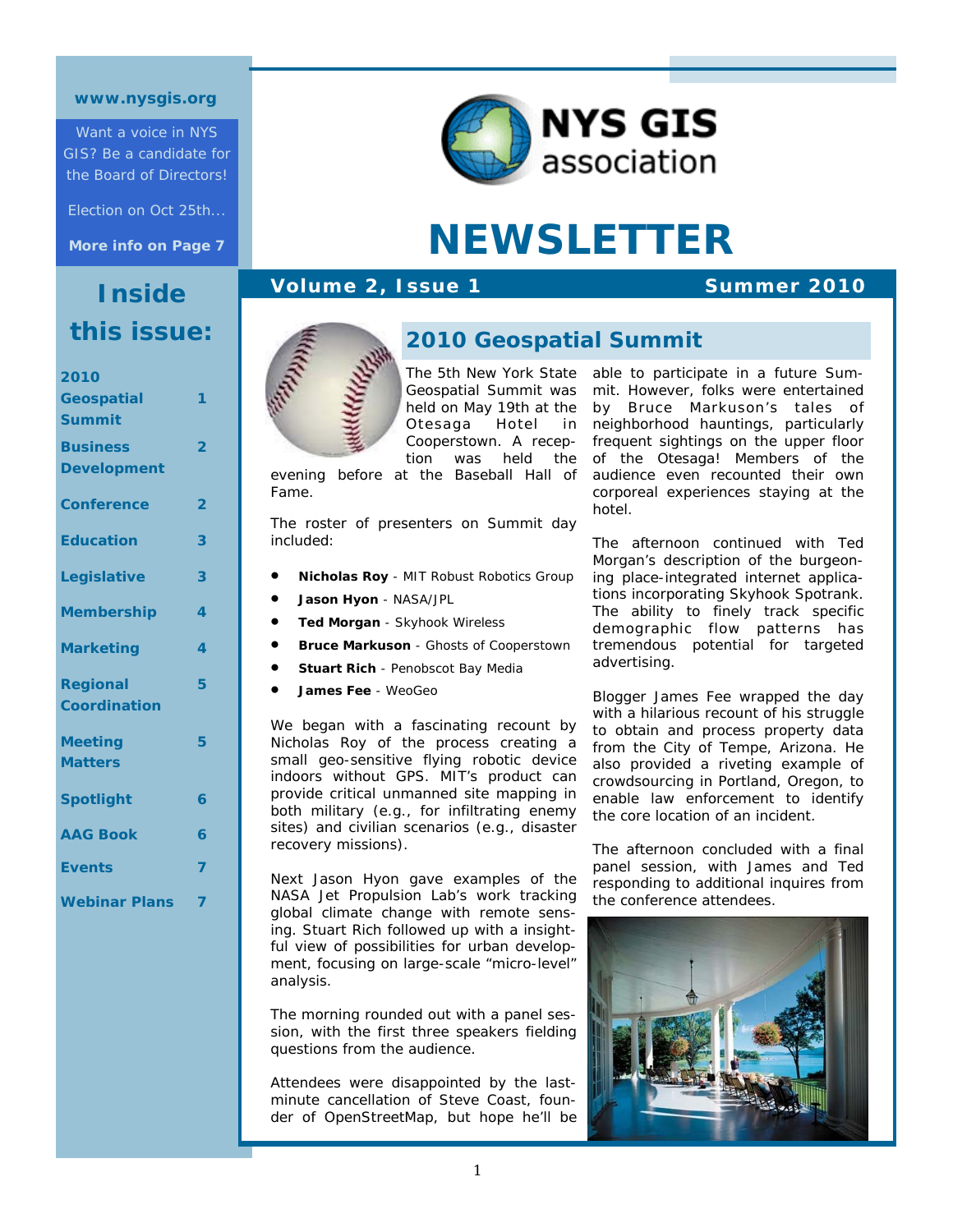www.nysgis.org

Want a voice in NYS GIS? Be a candidate for the Board of Directors!

Election on Oct 25th...

**More info on Page 7**

## Inside this issue:

| | |
|---|---|
| 2010 Geospatial Summit | 1 |
| Business Development | 2 |
| Conference | 2 |
| Education | 3 |
| Legislative | 3 |
| Membership | 4 |
| Marketing | 4 |
| Regional Coordination | 5 |
| Meeting Matters | 5 |
| Spotlight | 6 |
| AAG Book | 6 |
| Events | 7 |
| Webinar Plans | 7 |

NYS GIS association

# NEWSLETTER

**Volume 2, Issue 1** **Summer 2010**

## 2010 Geospatial Summit

The 5th New York State Geospatial Summit was held on May 19th at the Otesaga Hotel in Cooperstown. A reception was held the evening before at the Baseball Hall of Fame.

The roster of presenters on Summit day included:

- **Nicholas Roy** - MIT Robust Robotics Group
- **Jason Hyon** - NASA/JPL
- **Ted Morgan** - Skyhook Wireless
- **Bruce Markuson** - Ghosts of Cooperstown
- **Stuart Rich** - Penobscot Bay Media
- **James Fee** - WeoGeo

We began with a fascinating recount by Nicholas Roy of the process creating a small geo-sensitive flying robotic device indoors without GPS. MIT's product can provide critical unmanned site mapping in both military (e.g., for infiltrating enemy sites) and civilian scenarios (e.g., disaster recovery missions).

Next Jason Hyon gave examples of the NASA Jet Propulsion Lab's work tracking global climate change with remote sensing. Stuart Rich followed up with a insightful view of possibilities for urban development, focusing on large-scale "micro-level" analysis.

The morning rounded out with a panel session, with the first three speakers fielding questions from the audience.

Attendees were disappointed by the last-minute cancellation of Steve Coast, founder of OpenStreetMap, but hope he'll be able to participate in a future Summit. However, folks were entertained by Bruce Markuson's tales of neighborhood hauntings, particularly frequent sightings on the upper floor of the Otesaga! Members of the audience even recounted their own corporeal experiences staying at the hotel.

The afternoon continued with Ted Morgan's description of the burgeoning place-integrated internet applications incorporating Skyhook Spotrank. The ability to finely track specific demographic flow patterns has tremendous potential for targeted advertising.

Blogger James Fee wrapped the day with a hilarious recount of his struggle to obtain and process property data from the City of Tempe, Arizona. He also provided a riveting example of crowdsourcing in Portland, Oregon, to enable law enforcement to identify the core location of an incident.

The afternoon concluded with a final panel session, with James and Ted responding to additional inquires from the conference attendees.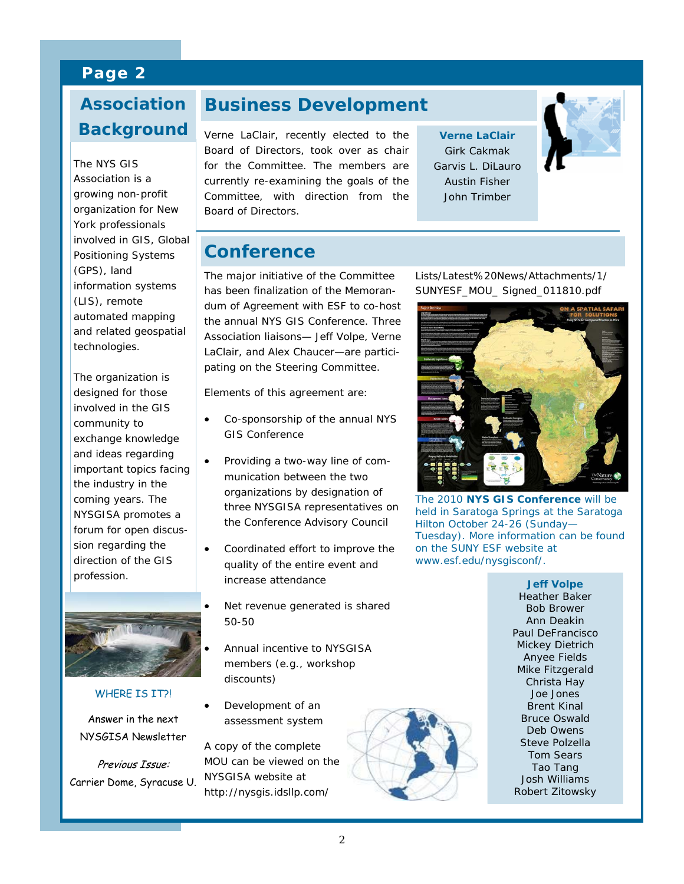## Association Background

The NYS GIS Association is a growing non-profit organization for New York professionals involved in GIS, Global Positioning Systems (GPS), land information systems (LIS), remote automated mapping and related geospatial technologies.

The organization is designed for those involved in the GIS community to exchange knowledge and ideas regarding important topics facing the industry in the coming years. The NYSGISA promotes a forum for open discussion regarding the direction of the GIS profession.

WHERE IS IT?!

Answer in the next NYSGISA Newsletter

*Previous Issue:*
Carrier Dome, Syracuse U.

## Business Development

Verne LaClair, recently elected to the Board of Directors, took over as chair for the Committee. The members are currently re-examining the goals of the Committee, with direction from the Board of Directors.

**Verne LaClair**
Girk Cakmak
Garvis L. DiLauro
Austin Fisher
John Trimber

## Conference

The major initiative of the Committee has been finalization of the Memorandum of Agreement with ESF to co-host the annual NYS GIS Conference. Three Association liaisons— Jeff Volpe, Verne LaClair, and Alex Chaucer—are participating on the Steering Committee.

Elements of this agreement are:

- Co-sponsorship of the annual NYS GIS Conference
- Providing a two-way line of communication between the two organizations by designation of three NYSGISA representatives on the Conference Advisory Council
- Coordinated effort to improve the quality of the entire event and increase attendance
- Net revenue generated is shared 50-50
- Annual incentive to NYSGISA members (e.g., workshop discounts)
- Development of an assessment system

A copy of the complete MOU can be viewed on the NYSGISA website at http://nysgis.idsllp.com/Lists/Latest%20News/Attachments/1/SUNYESF_MOU_ Signed_011810.pdf

The 2010 **NYS GIS Conference** will be held in Saratoga Springs at the Saratoga Hilton October 24-26 (Sunday—Tuesday). More information can be found on the SUNY ESF website at www.esf.edu/nysgisconf/.

**Jeff Volpe**
Heather Baker
Bob Brower
Ann Deakin
Paul DeFrancisco
Mickey Dietrich
Anyee Fields
Mike Fitzgerald
Christa Hay
Joe Jones
Brent Kinal
Bruce Oswald
Deb Owens
Steve Polzella
Tom Sears
Tao Tang
Josh Williams
Robert Zitowsky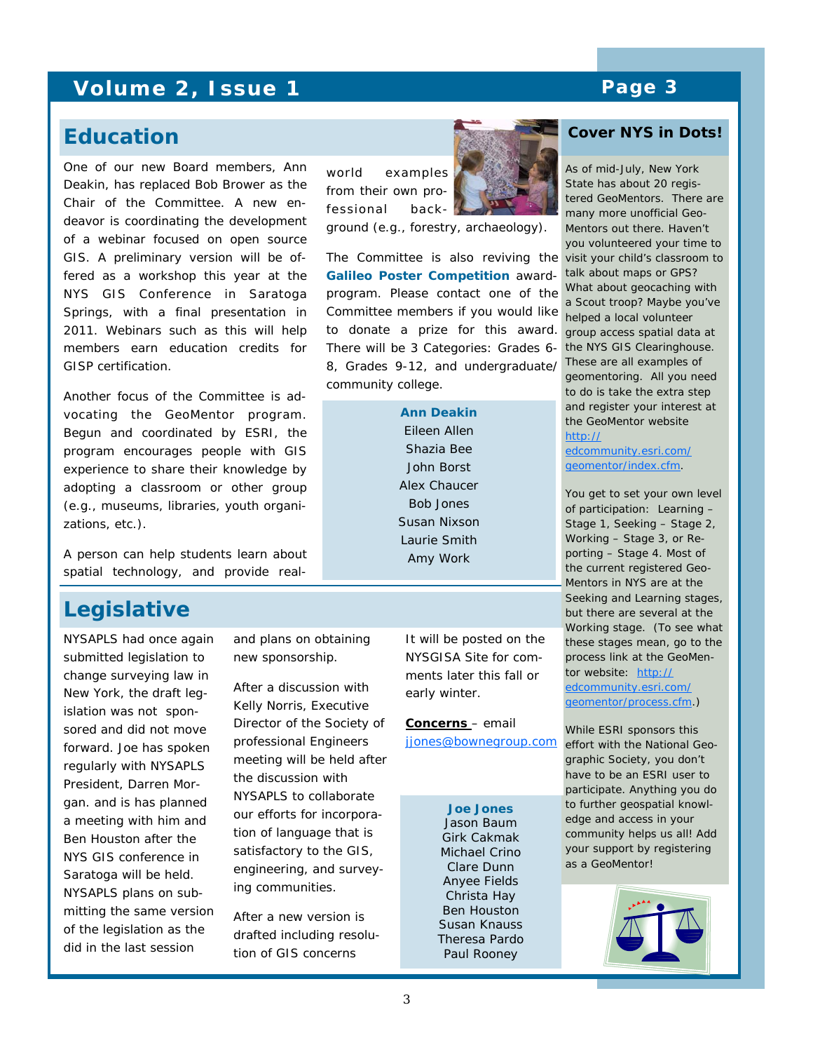## Education

One of our new Board members, Ann Deakin, has replaced Bob Brower as the Chair of the Committee. A new endeavor is coordinating the development of a webinar focused on open source GIS. A preliminary version will be offered as a workshop this year at the NYS GIS Conference in Saratoga Springs, with a final presentation in 2011. Webinars such as this will help members earn education credits for GISP certification.

Another focus of the Committee is advocating the GeoMentor program. Begun and coordinated by ESRI, the program encourages people with GIS experience to share their knowledge by adopting a classroom or other group (e.g., museums, libraries, youth organizations, etc.).

A person can help students learn about spatial technology, and provide real-world examples from their own professional background (e.g., forestry, archaeology).

The Committee is also reviving the **Galileo Poster Competition** award-program. Please contact one of the Committee members if you would like to donate a prize for this award. There will be 3 Categories: Grades 6-8, Grades 9-12, and undergraduate/community college.

**Ann Deakin**
Eileen Allen
Shazia Bee
John Borst
Alex Chaucer
Bob Jones
Susan Nixson
Laurie Smith
Amy Work

## Legislative

NYSAPLS had once again submitted legislation to change surveying law in New York, the draft legislation was not sponsored and did not move forward. Joe has spoken regularly with NYSAPLS President, Darren Morgan. and is has planned a meeting with him and Ben Houston after the NYS GIS conference in Saratoga will be held. NYSAPLS plans on submitting the same version of the legislation as the did in the last session and plans on obtaining new sponsorship.

After a discussion with Kelly Norris, Executive Director of the Society of professional Engineers meeting will be held after the discussion with NYSAPLS to collaborate our efforts for incorporation of language that is satisfactory to the GIS, engineering, and surveying communities.

After a new version is drafted including resolution of GIS concerns It will be posted on the NYSGISA Site for comments later this fall or early winter.

**Concerns** – email jjones@bownegroup.com

**Joe Jones**
Jason Baum
Girk Cakmak
Michael Crino
Clare Dunn
Anyee Fields
Christa Hay
Ben Houston
Susan Knauss
Theresa Pardo
Paul Rooney

## Cover NYS in Dots!

As of mid-July, New York State has about 20 registered GeoMentors. There are many more unofficial GeoMentors out there. Haven't you volunteered your time to visit your child's classroom to talk about maps or GPS? What about geocaching with a Scout troop? Maybe you've helped a local volunteer group access spatial data at the NYS GIS Clearinghouse. These are all examples of geomentoring. All you need to do is take the extra step and register your interest at the GeoMentor website http://edcommunity.esri.com/geomentor/index.cfm.

You get to set your own level of participation: Learning – Stage 1, Seeking – Stage 2, Working – Stage 3, or Reporting – Stage 4. Most of the current registered GeoMentors in NYS are at the Seeking and Learning stages, but there are several at the Working stage. (To see what these stages mean, go to the process link at the GeoMentor website: http://edcommunity.esri.com/geomentor/process.cfm.)

While ESRI sponsors this effort with the National Geographic Society, you don't have to be an ESRI user to participate. Anything you do to further geospatial knowledge and access in your community helps us all! Add your support by registering as a GeoMentor!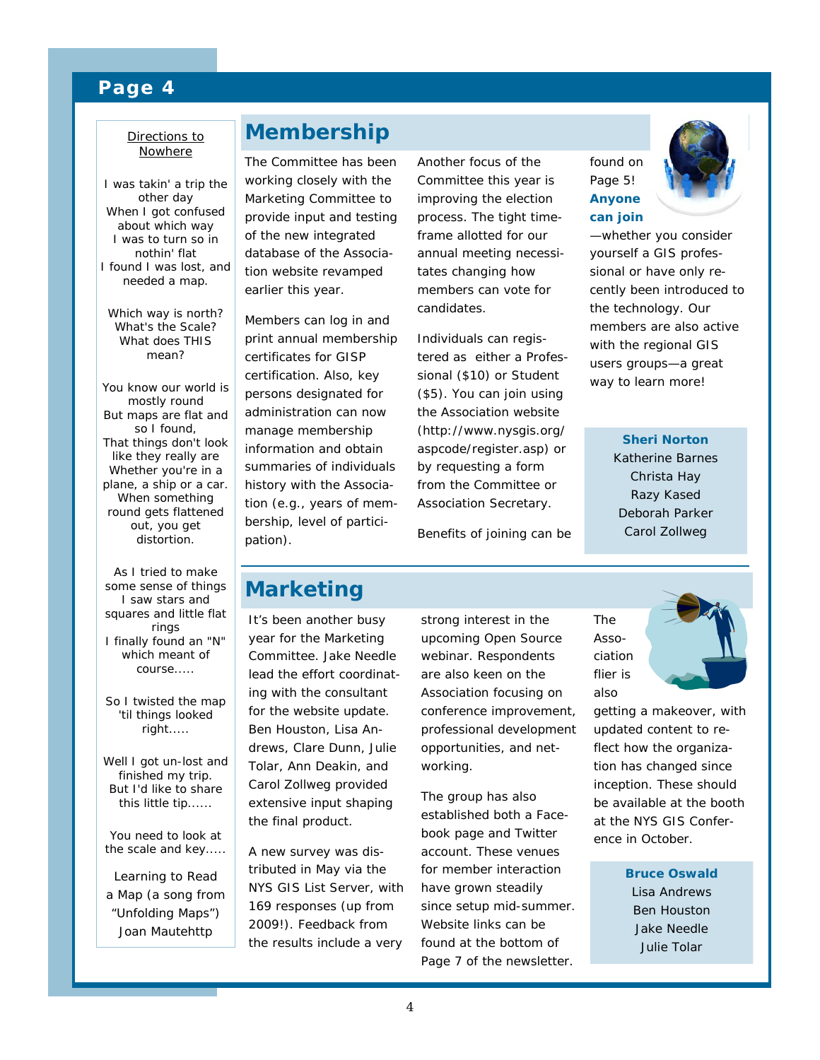## Directions to Nowhere

I was takin' a trip the other day
When I got confused about which way
I was to turn so in nothin' flat
I found I was lost, and needed a map.

Which way is north?
What's the Scale?
What does THIS mean?

You know our world is mostly round
But maps are flat and so I found,
That things don't look like they really are
Whether you're in a plane, a ship or a car.
When something round gets flattened out, you get distortion.

As I tried to make some sense of things
I saw stars and squares and little flat rings
I finally found an "N" which meant of course.....

So I twisted the map 'til things looked right.....

Well I got un-lost and finished my trip.
But I'd like to share this little tip......

You need to look at the scale and key.....

Learning to Read a Map (a song from "Unfolding Maps")
Joan Mautehttp

# Membership

The Committee has been working closely with the Marketing Committee to provide input and testing of the new integrated database of the Association website revamped earlier this year.

Members can log in and print annual membership certificates for GISP certification. Also, key persons designated for administration can now manage membership information and obtain summaries of individuals history with the Association (e.g., years of membership, level of participation).

Another focus of the Committee this year is improving the election process. The tight timeframe allotted for our annual meeting necessitates changing how members can vote for candidates.

Individuals can registered as either a Professional ($10) or Student ($5). You can join using the Association website (http://www.nysgis.org/aspcode/register.asp) or by requesting a form from the Committee or Association Secretary.

Benefits of joining can be found on Page 5! **Anyone can join**—whether you consider yourself a GIS professional or have only recently been introduced to the technology. Our members are also active with the regional GIS users groups—a great way to learn more!

**Sheri Norton**
Katherine Barnes
Christa Hay
Razy Kased
Deborah Parker
Carol Zollweg

# Marketing

It's been another busy year for the Marketing Committee. Jake Needle lead the effort coordinating with the consultant for the website update. Ben Houston, Lisa Andrews, Clare Dunn, Julie Tolar, Ann Deakin, and Carol Zollweg provided extensive input shaping the final product.

A new survey was distributed in May via the NYS GIS List Server, with 169 responses (up from 2009!). Feedback from the results include a very strong interest in the upcoming Open Source webinar. Respondents are also keen on the Association focusing on conference improvement, professional development opportunities, and networking.

The group has also established both a Facebook page and Twitter account. These venues for member interaction have grown steadily since setup mid-summer. Website links can be found at the bottom of Page 7 of the newsletter.

The Association flier is also getting a makeover, with updated content to reflect how the organization has changed since inception. These should be available at the booth at the NYS GIS Conference in October.

**Bruce Oswald**
Lisa Andrews
Ben Houston
Jake Needle
Julie Tolar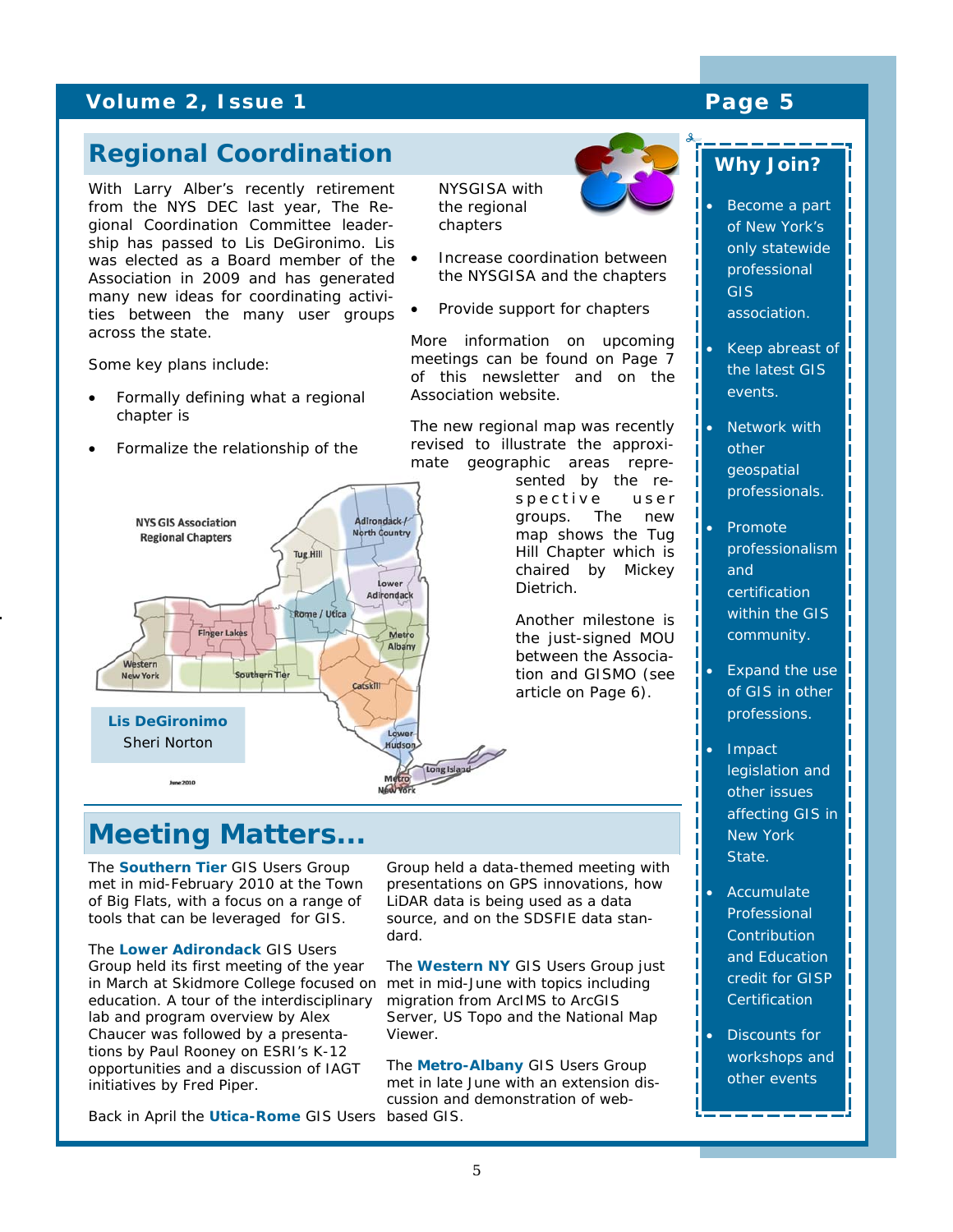## Regional Coordination

With Larry Alber's recently retirement from the NYS DEC last year, The Regional Coordination Committee leadership has passed to Lis DeGironimo. Lis was elected as a Board member of the Association in 2009 and has generated many new ideas for coordinating activities between the many user groups across the state.

Some key plans include:

- Formally defining what a regional chapter is
- Formalize the relationship of the NYSGISA with the regional chapters
- Increase coordination between the NYSGISA and the chapters
- Provide support for chapters

More information on upcoming meetings can be found on Page 7 of this newsletter and on the Association website.

The new regional map was recently revised to illustrate the approximate geographic areas represented by the respective user groups. The new map shows the Tug Hill Chapter which is chaired by Mickey Dietrich.

Another milestone is the just-signed MOU between the Association and GISMO (see article on Page 6).

NYS GIS Association Regional Chapters

Western New York, Finger Lakes, Southern Tier, Tug Hill, Rome / Utica, Adirondack / North Country, Lower Adirondack, Metro Albany, Catskill, Lower Hudson, Metro New York, Long Island

June 2010

**Lis DeGironimo**
Sheri Norton

## Meeting Matters...

The **Southern Tier** GIS Users Group met in mid-February 2010 at the Town of Big Flats, with a focus on a range of tools that can be leveraged for GIS.

The **Lower Adirondack** GIS Users Group held its first meeting of the year in March at Skidmore College focused on education. A tour of the interdisciplinary lab and program overview by Alex Chaucer was followed by a presentations by Paul Rooney on ESRI's K-12 opportunities and a discussion of IAGT initiatives by Fred Piper.

Back in April the **Utica-Rome** GIS Users Group held a data-themed meeting with presentations on GPS innovations, how LiDAR data is being used as a data source, and on the SDSFIE data standard.

The **Western NY** GIS Users Group just met in mid-June with topics including migration from ArcIMS to ArcGIS Server, US Topo and the National Map Viewer.

The **Metro-Albany** GIS Users Group met in late June with an extension discussion and demonstration of web-based GIS.

## Why Join?

- Become a part of New York's only statewide professional GIS association.
- Keep abreast of the latest GIS events.
- Network with other geospatial professionals.
- Promote professionalism and certification within the GIS community.
- Expand the use of GIS in other professions.
- Impact legislation and other issues affecting GIS in New York State.
- Accumulate Professional Contribution and Education credit for GISP Certification
- Discounts for workshops and other events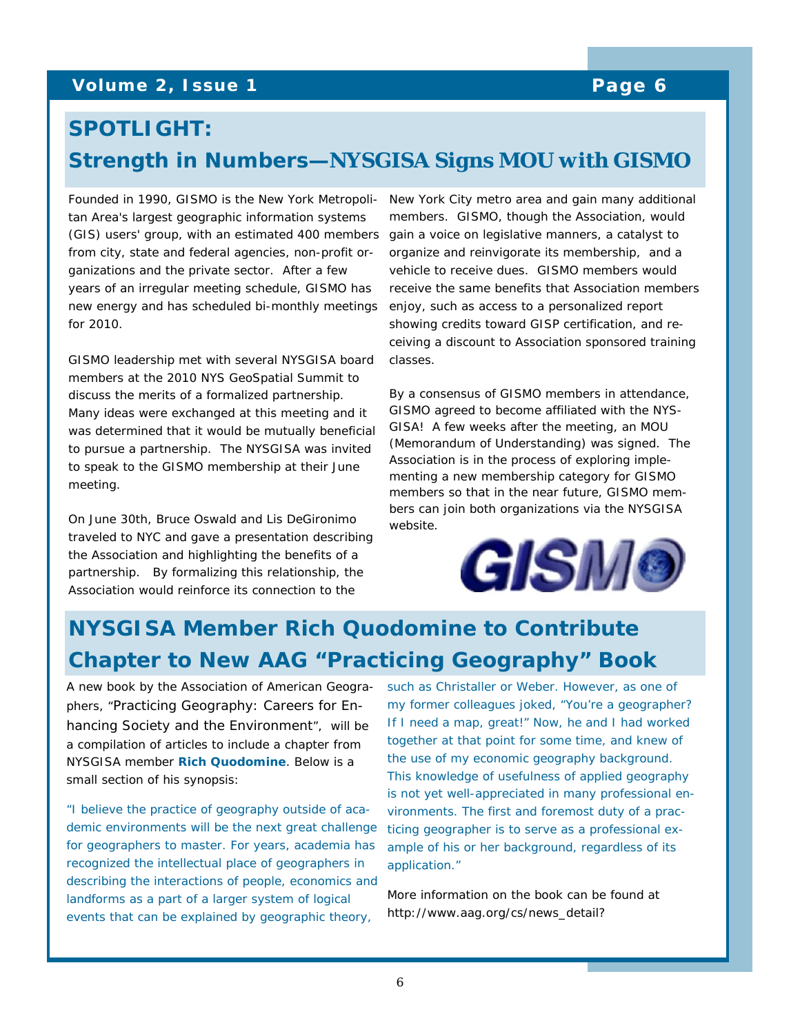# SPOTLIGHT:

# Strength in Numbers—NYSGISA Signs MOU with GISMO

Founded in 1990, GISMO is the New York Metropolitan Area's largest geographic information systems (GIS) users' group, with an estimated 400 members from city, state and federal agencies, non-profit organizations and the private sector. After a few years of an irregular meeting schedule, GISMO has new energy and has scheduled bi-monthly meetings for 2010.

GISMO leadership met with several NYSGISA board members at the 2010 NYS GeoSpatial Summit to discuss the merits of a formalized partnership. Many ideas were exchanged at this meeting and it was determined that it would be mutually beneficial to pursue a partnership. The NYSGISA was invited to speak to the GISMO membership at their June meeting.

On June 30th, Bruce Oswald and Lis DeGironimo traveled to NYC and gave a presentation describing the Association and highlighting the benefits of a partnership. By formalizing this relationship, the Association would reinforce its connection to the New York City metro area and gain many additional members. GISMO, though the Association, would gain a voice on legislative manners, a catalyst to organize and reinvigorate its membership, and a vehicle to receive dues. GISMO members would receive the same benefits that Association members enjoy, such as access to a personalized report showing credits toward GISP certification, and receiving a discount to Association sponsored training classes.

By a consensus of GISMO members in attendance, GISMO agreed to become affiliated with the NYSGISA! A few weeks after the meeting, an MOU (Memorandum of Understanding) was signed. The Association is in the process of exploring implementing a new membership category for GISMO members so that in the near future, GISMO members can join both organizations via the NYSGISA website.

# NYSGISA Member Rich Quodomine to Contribute Chapter to New AAG "Practicing Geography" Book

A new book by the Association of American Geographers, "Practicing Geography: Careers for Enhancing Society and the Environment", will be a compilation of articles to include a chapter from NYSGISA member **Rich Quodomine**. Below is a small section of his synopsis:

"I believe the practice of geography outside of academic environments will be the next great challenge for geographers to master. For years, academia has recognized the intellectual place of geographers in describing the interactions of people, economics and landforms as a part of a larger system of logical events that can be explained by geographic theory, such as Christaller or Weber. However, as one of my former colleagues joked, "You're a geographer? If I need a map, great!" Now, he and I had worked together at that point for some time, and knew of the use of my economic geography background. This knowledge of usefulness of applied geography is not yet well-appreciated in many professional environments. The first and foremost duty of a practicing geographer is to serve as a professional example of his or her background, regardless of its application."

More information on the book can be found at http://www.aag.org/cs/news_detail?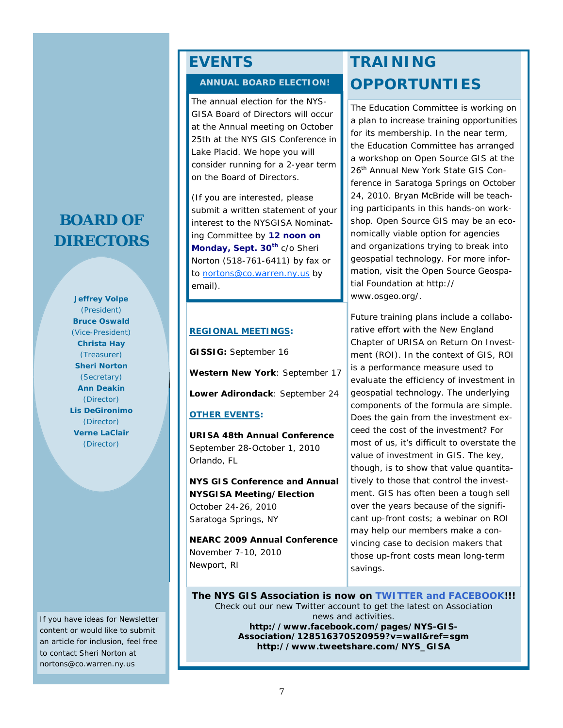## BOARD OF DIRECTORS

**Jeffrey Volpe**
*(President)*
**Bruce Oswald**
*(Vice-President)*
**Christa Hay**
*(Treasurer)*
**Sheri Norton**
*(Secretary)*
**Ann Deakin**
*(Director)*
**Lis DeGironimo**
*(Director)*
**Verne LaClair**
*(Director)*

If you have ideas for Newsletter content or would like to submit an article for inclusion, feel free to contact Sheri Norton at nortons@co.warren.ny.us

# EVENTS

### ANNUAL BOARD ELECTION!

The annual election for the NYS-GISA Board of Directors will occur at the Annual meeting on October 25th at the NYS GIS Conference in Lake Placid. We hope you will consider running for a 2-year term on the Board of Directors.

(If you are interested, please submit a written statement of your interest to the NYSGISA Nominating Committee by **12 noon on Monday, Sept. 30th** c/o Sheri Norton (518-761-6411) by fax or to nortons@co.warren.ny.us by email).

**REGIONAL MEETINGS:**

**GISSIG:** September 16

**Western New York**: September 17

**Lower Adirondack**: September 24

**OTHER EVENTS:**

**URISA 48th Annual Conference**
September 28-October 1, 2010
Orlando, FL

**NYS GIS Conference and Annual NYSGISA Meeting/Election**
October 24-26, 2010
Saratoga Springs, NY

**NEARC 2009 Annual Conference**
November 7-10, 2010
Newport, RI

# TRAINING OPPORTUNTIES

The Education Committee is working on a plan to increase training opportunities for its membership. In the near term, the Education Committee has arranged a workshop on Open Source GIS at the 26th Annual New York State GIS Conference in Saratoga Springs on October 24, 2010. Bryan McBride will be teaching participants in this hands-on workshop. Open Source GIS may be an economically viable option for agencies and organizations trying to break into geospatial technology. For more information, visit the Open Source Geospatial Foundation at http://www.osgeo.org/.

Future training plans include a collaborative effort with the New England Chapter of URISA on Return On Investment (ROI). In the context of GIS, ROI is a performance measure used to evaluate the efficiency of investment in geospatial technology. The underlying components of the formula are simple. Does the gain from the investment exceed the cost of the investment? For most of us, it's difficult to overstate the value of investment in GIS. The key, though, is to show that value quantitatively to those that control the investment. GIS has often been a tough sell over the years because of the significant up-front costs; a webinar on ROI may help our members make a convincing case to decision makers that those up-front costs mean long-term savings.

**The NYS GIS Association is now on TWITTER and FACEBOOK!!!**
Check out our new Twitter account to get the latest on Association news and activities.
**http://www.facebook.com/pages/NYS-GIS-Association/128516370520959?v=wall&ref=sgm**
**http://www.tweetshare.com/NYS_GISA**